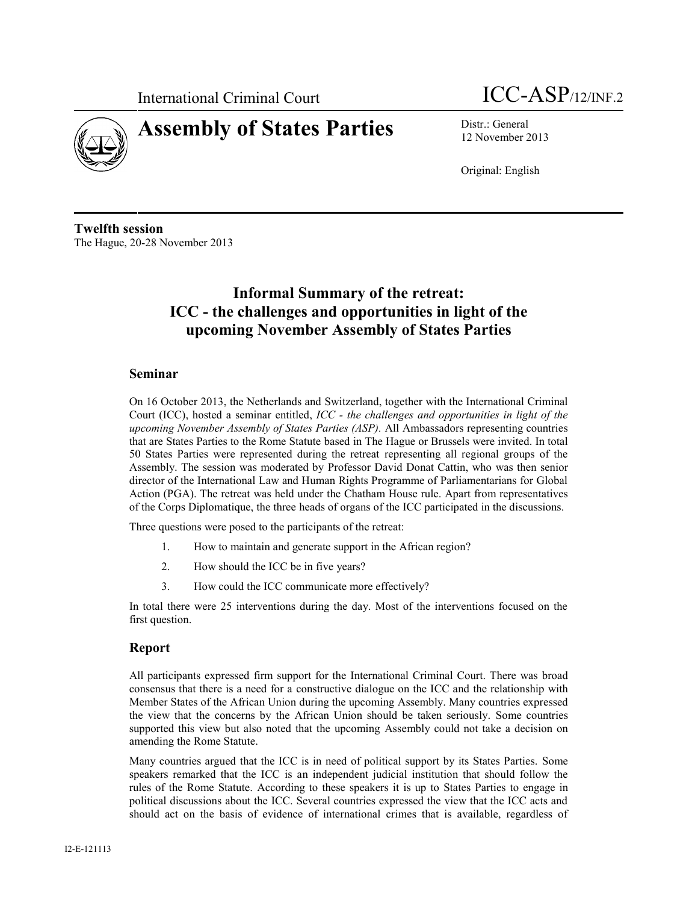International Criminal Court

ICC-ASP/12/INF.2

# Assembly of States Parties

Distr.: General
12 November 2013

Original: English

**Twelfth session**
The Hague, 20-28 November 2013

## Informal Summary of the retreat: ICC - the challenges and opportunities in light of the upcoming November Assembly of States Parties

### Seminar

On 16 October 2013, the Netherlands and Switzerland, together with the International Criminal Court (ICC), hosted a seminar entitled, *ICC - the challenges and opportunities in light of the upcoming November Assembly of States Parties (ASP)*. All Ambassadors representing countries that are States Parties to the Rome Statute based in The Hague or Brussels were invited. In total 50 States Parties were represented during the retreat representing all regional groups of the Assembly. The session was moderated by Professor David Donat Cattin, who was then senior director of the International Law and Human Rights Programme of Parliamentarians for Global Action (PGA). The retreat was held under the Chatham House rule. Apart from representatives of the Corps Diplomatique, the three heads of organs of the ICC participated in the discussions.

Three questions were posed to the participants of the retreat:

1. How to maintain and generate support in the African region?
2. How should the ICC be in five years?
3. How could the ICC communicate more effectively?

In total there were 25 interventions during the day. Most of the interventions focused on the first question.

### Report

All participants expressed firm support for the International Criminal Court. There was broad consensus that there is a need for a constructive dialogue on the ICC and the relationship with Member States of the African Union during the upcoming Assembly. Many countries expressed the view that the concerns by the African Union should be taken seriously. Some countries supported this view but also noted that the upcoming Assembly could not take a decision on amending the Rome Statute.

Many countries argued that the ICC is in need of political support by its States Parties. Some speakers remarked that the ICC is an independent judicial institution that should follow the rules of the Rome Statute. According to these speakers it is up to States Parties to engage in political discussions about the ICC. Several countries expressed the view that the ICC acts and should act on the basis of evidence of international crimes that is available, regardless of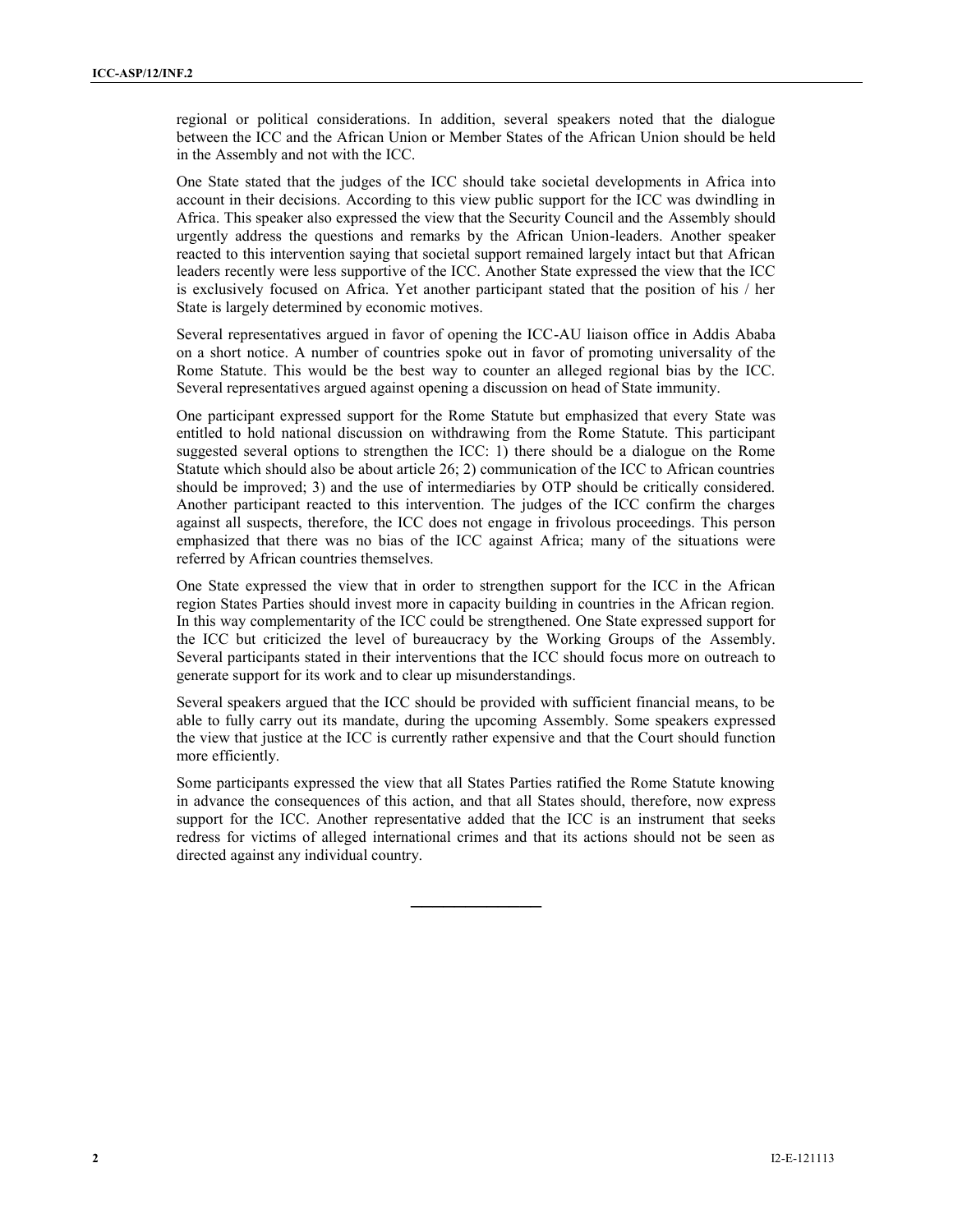regional or political considerations. In addition, several speakers noted that the dialogue between the ICC and the African Union or Member States of the African Union should be held in the Assembly and not with the ICC.

One State stated that the judges of the ICC should take societal developments in Africa into account in their decisions. According to this view public support for the ICC was dwindling in Africa. This speaker also expressed the view that the Security Council and the Assembly should urgently address the questions and remarks by the African Union-leaders. Another speaker reacted to this intervention saying that societal support remained largely intact but that African leaders recently were less supportive of the ICC. Another State expressed the view that the ICC is exclusively focused on Africa. Yet another participant stated that the position of his / her State is largely determined by economic motives.

Several representatives argued in favor of opening the ICC-AU liaison office in Addis Ababa on a short notice. A number of countries spoke out in favor of promoting universality of the Rome Statute. This would be the best way to counter an alleged regional bias by the ICC. Several representatives argued against opening a discussion on head of State immunity.

One participant expressed support for the Rome Statute but emphasized that every State was entitled to hold national discussion on withdrawing from the Rome Statute. This participant suggested several options to strengthen the ICC: 1) there should be a dialogue on the Rome Statute which should also be about article 26; 2) communication of the ICC to African countries should be improved; 3) and the use of intermediaries by OTP should be critically considered. Another participant reacted to this intervention. The judges of the ICC confirm the charges against all suspects, therefore, the ICC does not engage in frivolous proceedings. This person emphasized that there was no bias of the ICC against Africa; many of the situations were referred by African countries themselves.

One State expressed the view that in order to strengthen support for the ICC in the African region States Parties should invest more in capacity building in countries in the African region. In this way complementarity of the ICC could be strengthened. One State expressed support for the ICC but criticized the level of bureaucracy by the Working Groups of the Assembly. Several participants stated in their interventions that the ICC should focus more on outreach to generate support for its work and to clear up misunderstandings.

Several speakers argued that the ICC should be provided with sufficient financial means, to be able to fully carry out its mandate, during the upcoming Assembly. Some speakers expressed the view that justice at the ICC is currently rather expensive and that the Court should function more efficiently.

Some participants expressed the view that all States Parties ratified the Rome Statute knowing in advance the consequences of this action, and that all States should, therefore, now express support for the ICC. Another representative added that the ICC is an instrument that seeks redress for victims of alleged international crimes and that its actions should not be seen as directed against any individual country.

---